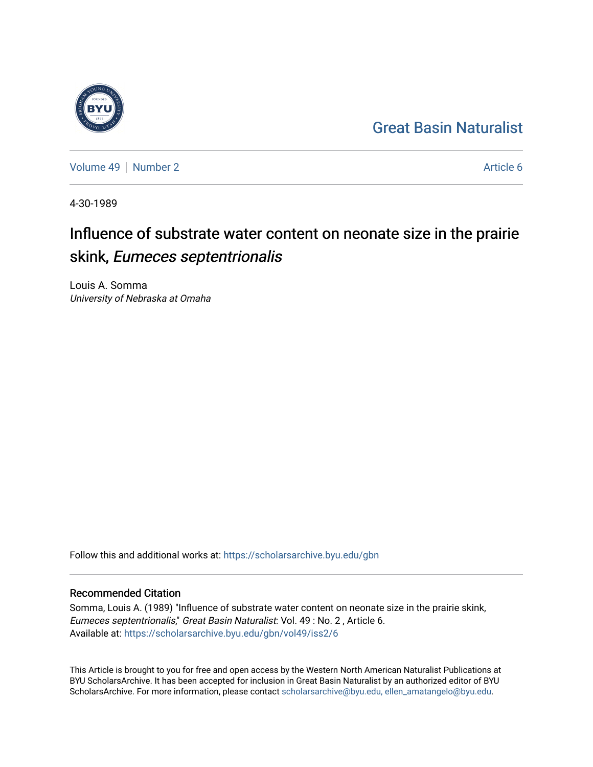Great Basin Naturalist

Volume 49 | Number 2 Article 6

4-30-1989

# Influence of substrate water content on neonate size in the prairie skink, *Eumeces septentrionalis*

Louis A. Somma
*University of Nebraska at Omaha*

Follow this and additional works at: https://scholarsarchive.byu.edu/gbn

## Recommended Citation

Somma, Louis A. (1989) "Influence of substrate water content on neonate size in the prairie skink, *Eumeces septentrionalis*," *Great Basin Naturalist*: Vol. 49 : No. 2 , Article 6.
Available at: https://scholarsarchive.byu.edu/gbn/vol49/iss2/6

This Article is brought to you for free and open access by the Western North American Naturalist Publications at BYU ScholarsArchive. It has been accepted for inclusion in Great Basin Naturalist by an authorized editor of BYU ScholarsArchive. For more information, please contact scholarsarchive@byu.edu, ellen_amatangelo@byu.edu.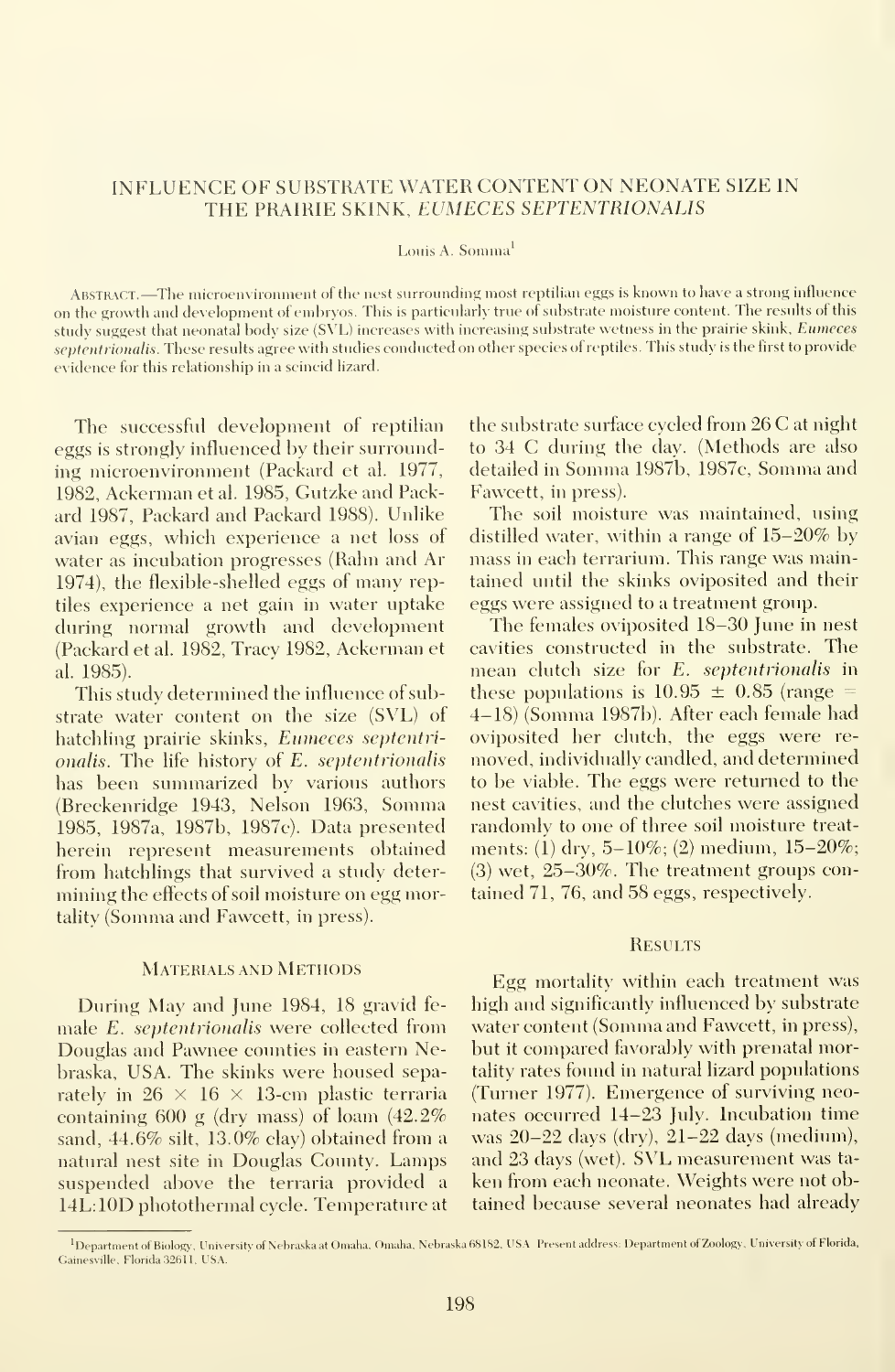# INFLUENCE OF SUBSTRATE WATER CONTENT ON NEONATE SIZE IN THE PRAIRIE SKINK, *EUMECES SEPTENTRIONALIS*

Louis A. Somma[1]

ABSTRACT.—The microenvironment of the nest surrounding most reptilian eggs is known to have a strong influence on the growth and development of embryos. This is particularly true of substrate moisture content. The results of this study suggest that neonatal body size (SVL) increases with increasing substrate wetness in the prairie skink, *Eumeces septentrionalis*. These results agree with studies conducted on other species of reptiles. This study is the first to provide evidence for this relationship in a scincid lizard.

The successful development of reptilian eggs is strongly influenced by their surrounding microenvironment (Packard et al. 1977, 1982, Ackerman et al. 1985, Gutzke and Packard 1987, Packard and Packard 1988). Unlike avian eggs, which experience a net loss of water as incubation progresses (Rahn and Ar 1974), the flexible-shelled eggs of many reptiles experience a net gain in water uptake during normal growth and development (Packard et al. 1982, Tracy 1982, Ackerman et al. 1985).

This study determined the influence of substrate water content on the size (SVL) of hatchling prairie skinks, *Eumeces septentrionalis*. The life history of *E. septentrionalis* has been summarized by various authors (Breckenridge 1943, Nelson 1963, Somma 1985, 1987a, 1987b, 1987c). Data presented herein represent measurements obtained from hatchlings that survived a study determining the effects of soil moisture on egg mortality (Somma and Fawcett, in press).

## Materials and Methods

During May and June 1984, 18 gravid female *E. septentrionalis* were collected from Douglas and Pawnee counties in eastern Nebraska, USA. The skinks were housed separately in 26 × 16 × 13-cm plastic terraria containing 600 g (dry mass) of loam (42.2% sand, 44.6% silt, 13.0% clay) obtained from a natural nest site in Douglas County. Lamps suspended above the terraria provided a 14L:10D photothermal cycle. Temperature at the substrate surface cycled from 26 C at night to 34 C during the day. (Methods are also detailed in Somma 1987b, 1987c, Somma and Fawcett, in press).

The soil moisture was maintained, using distilled water, within a range of 15–20% by mass in each terrarium. This range was maintained until the skinks oviposited and their eggs were assigned to a treatment group.

The females oviposited 18–30 June in nest cavities constructed in the substrate. The mean clutch size for *E. septentrionalis* in these populations is 10.95 ± 0.85 (range = 4–18) (Somma 1987b). After each female had oviposited her clutch, the eggs were removed, individually candled, and determined to be viable. The eggs were returned to the nest cavities, and the clutches were assigned randomly to one of three soil moisture treatments: (1) dry, 5–10%; (2) medium, 15–20%; (3) wet, 25–30%. The treatment groups contained 71, 76, and 58 eggs, respectively.

## Results

Egg mortality within each treatment was high and significantly influenced by substrate water content (Somma and Fawcett, in press), but it compared favorably with prenatal mortality rates found in natural lizard populations (Turner 1977). Emergence of surviving neonates occurred 14–23 July. Incubation time was 20–22 days (dry), 21–22 days (medium), and 23 days (wet). SVL measurement was taken from each neonate. Weights were not obtained because several neonates had already

[1]Department of Biology, University of Nebraska at Omaha, Omaha, Nebraska 68182, USA. Present address: Department of Zoology, University of Florida, Gainesville, Florida 32611, USA.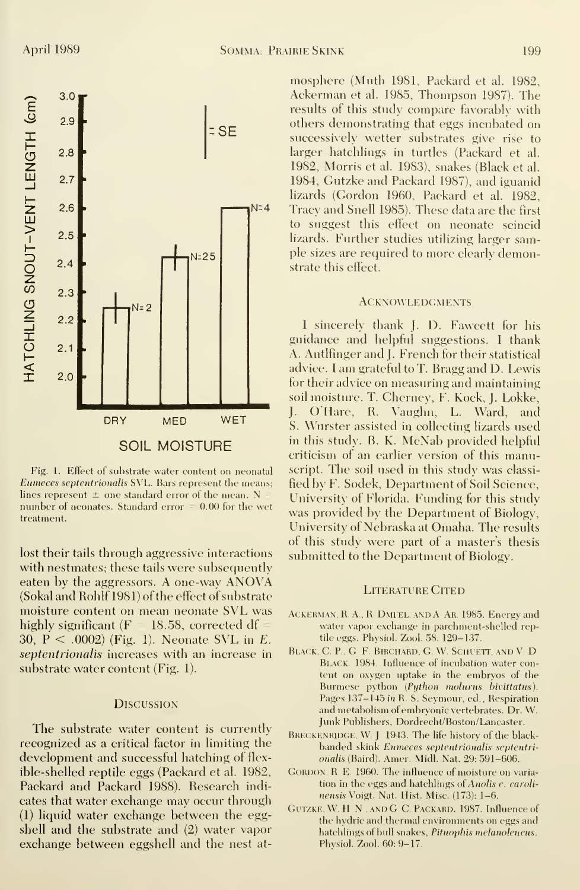HATCHLING SNOUT-VENT LENGTH (cm)

3.0
2.9
2.8
2.7
2.6
2.5
2.4
2.3
2.2
2.1
2.0

= SE

N= 2

N=25

N=4

DRY MED WET

SOIL MOISTURE

Fig. 1. Effect of substrate water content on neonatal *Eumeces septentrionalis* SVL. Bars represent the means; lines represent ± one standard error of the mean. N = number of neonates. Standard error = 0.00 for the wet treatment.

lost their tails through aggressive interactions with nestmates; these tails were subsequently eaten by the aggressors. A one-way ANOVA (Sokal and Rohlf 1981) of the effect of substrate moisture content on mean neonate SVL was highly significant ($F = 18.58$, corrected df = 30, $P < .0002$) (Fig. 1). Neonate SVL in *E. septentrionalis* increases with an increase in substrate water content (Fig. 1).

## Discussion

The substrate water content is currently recognized as a critical factor in limiting the development and successful hatching of flexible-shelled reptile eggs (Packard et al. 1982, Packard and Packard 1988). Research indicates that water exchange may occur through (1) liquid water exchange between the eggshell and the substrate and (2) water vapor exchange between eggshell and the nest atmosphere (Muth 1981, Packard et al. 1982, Ackerman et al. 1985, Thompson 1987). The results of this study compare favorably with others demonstrating that eggs incubated on successively wetter substrates give rise to larger hatchlings in turtles (Packard et al. 1982, Morris et al. 1983), snakes (Black et al. 1984, Gutzke and Packard 1987), and iguanid lizards (Gordon 1960, Packard et al. 1982, Tracy and Snell 1985). These data are the first to suggest this effect on neonate scincid lizards. Further studies utilizing larger sample sizes are required to more clearly demonstrate this effect.

## Acknowledgments

I sincerely thank J. D. Fawcett for his guidance and helpful suggestions. I thank A. Antlfinger and J. French for their statistical advice. I am grateful to T. Bragg and D. Lewis for their advice on measuring and maintaining soil moisture. T. Cherney, F. Kock, J. Lokke, J. O'Hare, R. Vaughn, L. Ward, and S. Wurster assisted in collecting lizards used in this study. B. K. McNab provided helpful criticism of an earlier version of this manuscript. The soil used in this study was classified by F. Sodek, Department of Soil Science, University of Florida. Funding for this study was provided by the Department of Biology, University of Nebraska at Omaha. The results of this study were part of a master's thesis submitted to the Department of Biology.

## Literature Cited

Ackerman, R. A., R. Dmi'el, and A. Ar. 1985. Energy and water vapor exchange in parchment-shelled reptile eggs. Physiol. Zool. 58: 129–137.

Black, C. P., G. F. Birchard, G. W. Schuett, and V. D. Black. 1984. Influence of incubation water content on oxygen uptake in the embryos of the Burmese python (*Python molurus bivittatus*). Pages 137–145 *in* R. S. Seymour, ed., Respiration and metabolism of embryonic vertebrates. Dr. W. Junk Publishers, Dordrecht/Boston/Lancaster.

Breckenridge, W. J. 1943. The life history of the black-banded skink *Eumeces septentrionalis septentrionalis* (Baird). Amer. Midl. Nat. 29: 591–606.

Gordon, R. E. 1960. The influence of moisture on variation in the eggs and hatchlings of *Anolis c. carolinensis* Voigt. Nat. Hist. Misc. (173): 1–6.

Gutzke, W. H. N., and G. C. Packard. 1987. Influence of the hydric and thermal environments on eggs and hatchlings of bull snakes, *Pituophis melanoleucus*. Physiol. Zool. 60: 9–17.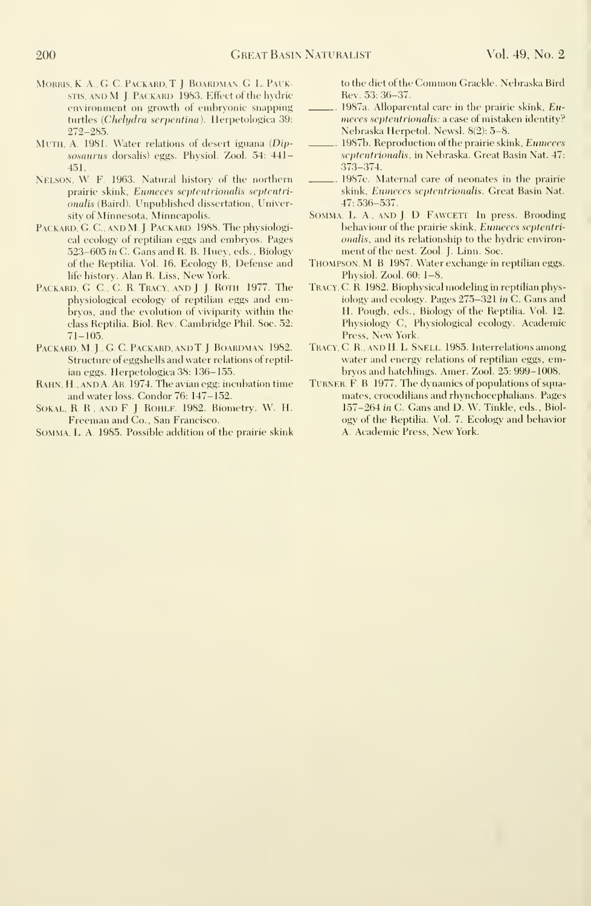Morris, K. A., G. C. Packard, T. J. Boardman, G. L. Paukstis, and M. J. Packard. 1983. Effect of the hydric environment on growth of embryonic snapping turtles (*Chelydra serpentina*). Herpetologica 39: 272–285.

Muth, A. 1981. Water relations of desert iguana (*Dipsosaurus* dorsalis) eggs. Physiol. Zool. 54: 441–451.

Nelson, W. F. 1963. Natural history of the northern prairie skink, *Eumeces septentrionalis septentrionalis* (Baird). Unpublished dissertation, University of Minnesota, Minneapolis.

Packard, G. C., and M. J. Packard. 1988. The physiological ecology of reptilian eggs and embryos. Pages 523–605 *in* C. Gans and R. B. Huey, eds., Biology of the Reptilia. Vol. 16. Ecology B, Defense and life history. Alan R. Liss, New York.

Packard, G. C., C. R. Tracy, and J. J. Roth. 1977. The physiological ecology of reptilian eggs and embryos, and the evolution of viviparity within the class Reptilia. Biol. Rev. Cambridge Phil. Soc. 52: 71–105.

Packard, M. J., G. C. Packard, and T. J. Boardman. 1982. Structure of eggshells and water relations of reptilian eggs. Herpetologica 38: 136–155.

Rahn, H., and A. Ar. 1974. The avian egg: incubation time and water loss. Condor 76: 147–152.

Sokal, R. R., and F. J. Rohlf. 1982. Biometry. W. H. Freeman and Co., San Francisco.

Somma, L. A. 1985. Possible addition of the prairie skink to the diet of the Common Grackle. Nebraska Bird Rev. 53: 36–37.

_____. 1987a. Alloparental care in the prairie skink, *Eumeces septentrionalis*: a case of mistaken identity? Nebraska Herpetol. Newsl. 8(2): 5–8.

_____. 1987b. Reproduction of the prairie skink, *Eumeces septentrionalis*, in Nebraska. Great Basin Nat. 47: 373–374.

_____. 1987c. Maternal care of neonates in the prairie skink, *Eumeces septentrionalis*. Great Basin Nat. 47: 536–537.

Somma, L. A., and J. D. Fawcett. In press. Brooding behaviour of the prairie skink, *Eumeces septentrionalis*, and its relationship to the hydric environment of the nest. Zool. J. Linn. Soc.

Thompson, M. B. 1987. Water exchange in reptilian eggs. Physiol. Zool. 60: 1–8.

Tracy, C. R. 1982. Biophysical modeling in reptilian physiology and ecology. Pages 275–321 *in* C. Gans and H. Pough, eds., Biology of the Reptilia. Vol. 12. Physiology C, Physiological ecology. Academic Press, New York.

Tracy, C. R., and H. L. Snell. 1985. Interrelations among water and energy relations of reptilian eggs, embryos and hatchlings. Amer. Zool. 25: 999–1008.

Turner, F. B. 1977. The dynamics of populations of squamates, crocodilians and rhynchocephalians. Pages 157–264 *in* C. Gans and D. W. Tinkle, eds., Biology of the Reptilia. Vol. 7. Ecology and behavior A. Academic Press, New York.